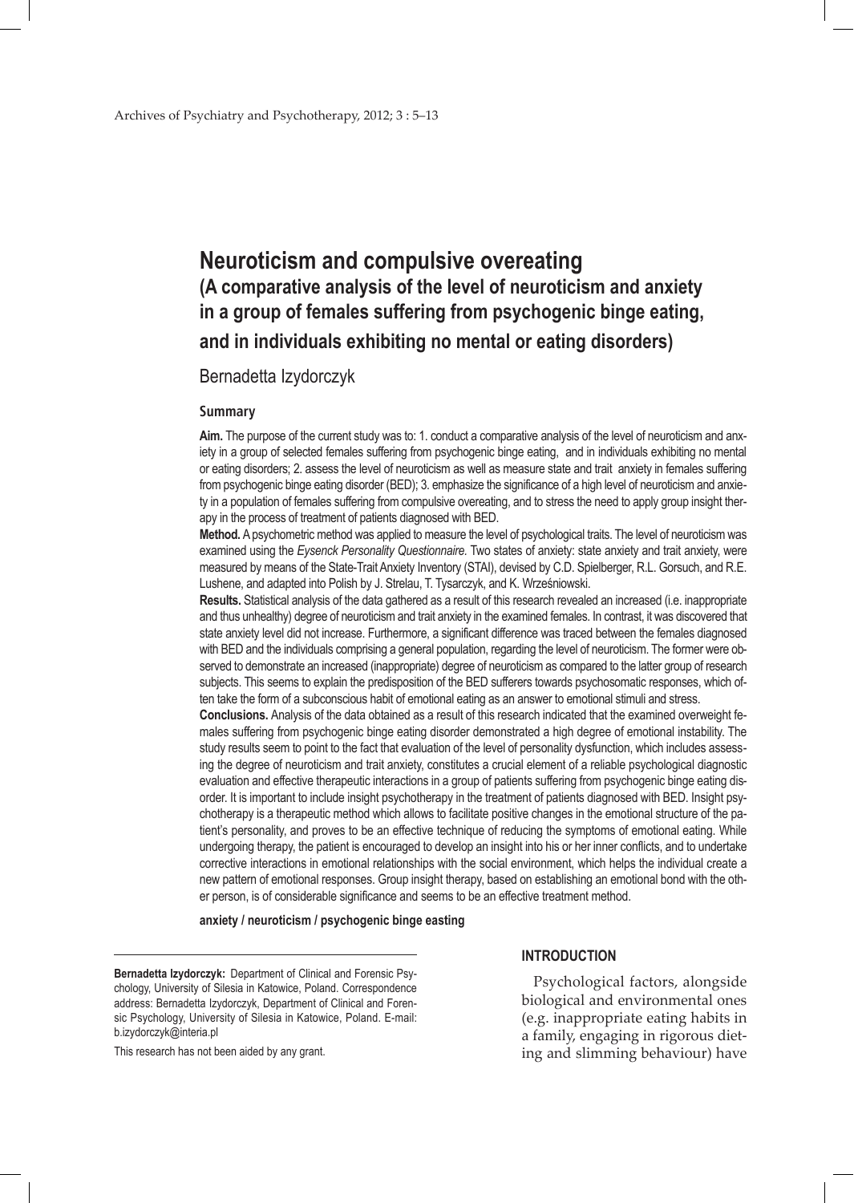# Neuroticism and compulsive overeating

## (A comparative analysis of the level of neuroticism and anxiety in a group of females suffering from psychogenic binge eating, and in individuals exhibiting no mental or eating disorders)

Bernadetta Izydorczyk

### Summary

**Aim.** The purpose of the current study was to: 1. conduct a comparative analysis of the level of neuroticism and anxiety in a group of selected females suffering from psychogenic binge eating, and in individuals exhibiting no mental or eating disorders; 2. assess the level of neuroticism as well as measure state and trait anxiety in females suffering from psychogenic binge eating disorder (BED); 3. emphasize the significance of a high level of neuroticism and anxiety in a population of females suffering from compulsive overeating, and to stress the need to apply group insight therapy in the process of treatment of patients diagnosed with BED.

**Method.** A psychometric method was applied to measure the level of psychological traits. The level of neuroticism was examined using the *Eysenck Personality Questionnaire.* Two states of anxiety: state anxiety and trait anxiety, were measured by means of the State-Trait Anxiety Inventory (STAI), devised by C.D. Spielberger, R.L. Gorsuch, and R.E. Lushene, and adapted into Polish by J. Strelau, T. Tysarczyk, and K. Wrześniowski.

**Results.** Statistical analysis of the data gathered as a result of this research revealed an increased (i.e. inappropriate and thus unhealthy) degree of neuroticism and trait anxiety in the examined females. In contrast, it was discovered that state anxiety level did not increase. Furthermore, a significant difference was traced between the females diagnosed with BED and the individuals comprising a general population, regarding the level of neuroticism. The former were observed to demonstrate an increased (inappropriate) degree of neuroticism as compared to the latter group of research subjects. This seems to explain the predisposition of the BED sufferers towards psychosomatic responses, which often take the form of a subconscious habit of emotional eating as an answer to emotional stimuli and stress.

**Conclusions.** Analysis of the data obtained as a result of this research indicated that the examined overweight females suffering from psychogenic binge eating disorder demonstrated a high degree of emotional instability. The study results seem to point to the fact that evaluation of the level of personality dysfunction, which includes assessing the degree of neuroticism and trait anxiety, constitutes a crucial element of a reliable psychological diagnostic evaluation and effective therapeutic interactions in a group of patients suffering from psychogenic binge eating disorder. It is important to include insight psychotherapy in the treatment of patients diagnosed with BED. Insight psychotherapy is a therapeutic method which allows to facilitate positive changes in the emotional structure of the patient's personality, and proves to be an effective technique of reducing the symptoms of emotional eating. While undergoing therapy, the patient is encouraged to develop an insight into his or her inner conflicts, and to undertake corrective interactions in emotional relationships with the social environment, which helps the individual create a new pattern of emotional responses. Group insight therapy, based on establishing an emotional bond with the other person, is of considerable significance and seems to be an effective treatment method.

**anxiety / neuroticism / psychogenic binge easting**

---

**Bernadetta Izydorczyk:** Department of Clinical and Forensic Psychology, University of Silesia in Katowice, Poland. Correspondence address: Bernadetta Izydorczyk, Department of Clinical and Forensic Psychology, University of Silesia in Katowice, Poland. E-mail: b.izydorczyk@interia.pl

This research has not been aided by any grant.

## INTRODUCTION

Psychological factors, alongside biological and environmental ones (e.g. inappropriate eating habits in a family, engaging in rigorous dieting and slimming behaviour) have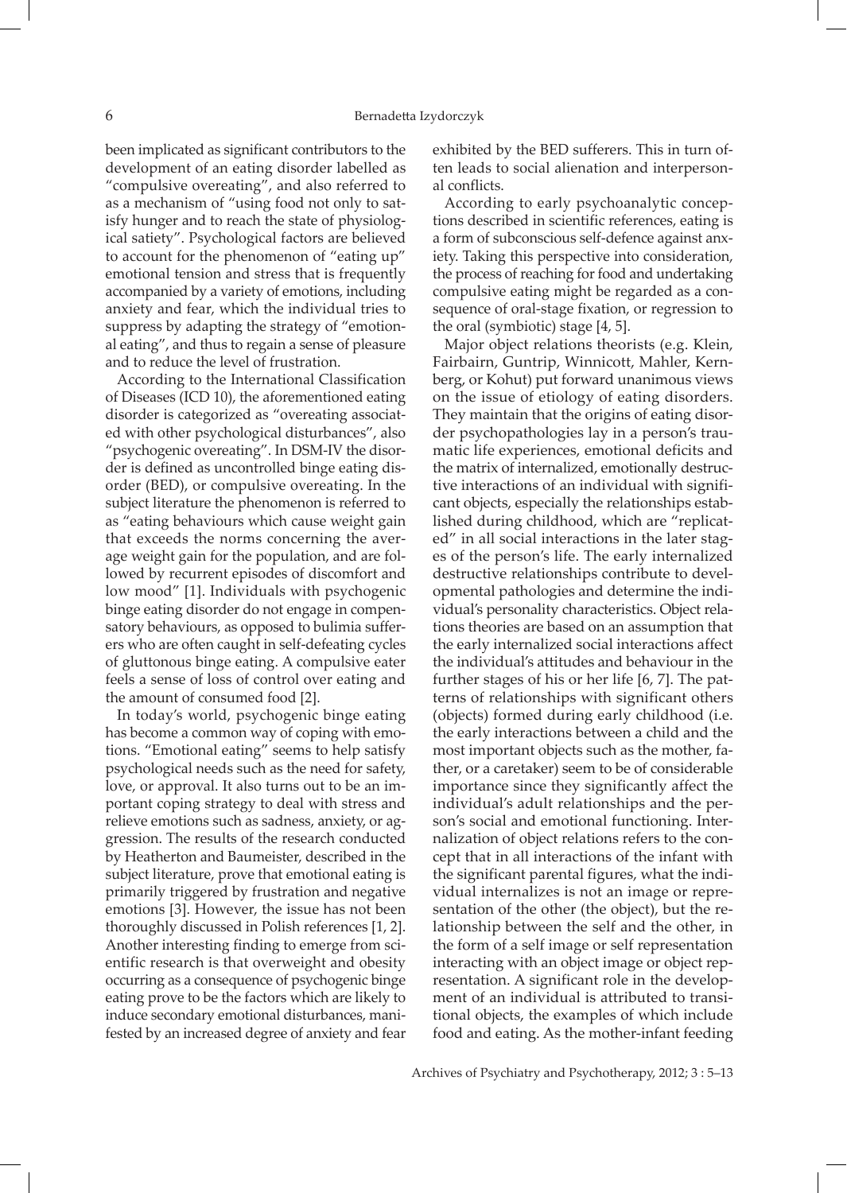been implicated as significant contributors to the development of an eating disorder labelled as "compulsive overeating", and also referred to as a mechanism of "using food not only to satisfy hunger and to reach the state of physiological satiety". Psychological factors are believed to account for the phenomenon of "eating up" emotional tension and stress that is frequently accompanied by a variety of emotions, including anxiety and fear, which the individual tries to suppress by adapting the strategy of "emotional eating", and thus to regain a sense of pleasure and to reduce the level of frustration.

According to the International Classification of Diseases (ICD 10), the aforementioned eating disorder is categorized as "overeating associated with other psychological disturbances", also "psychogenic overeating". In DSM-IV the disorder is defined as uncontrolled binge eating disorder (BED), or compulsive overeating. In the subject literature the phenomenon is referred to as "eating behaviours which cause weight gain that exceeds the norms concerning the average weight gain for the population, and are followed by recurrent episodes of discomfort and low mood" [1]. Individuals with psychogenic binge eating disorder do not engage in compensatory behaviours, as opposed to bulimia sufferers who are often caught in self-defeating cycles of gluttonous binge eating. A compulsive eater feels a sense of loss of control over eating and the amount of consumed food [2].

In today's world, psychogenic binge eating has become a common way of coping with emotions. "Emotional eating" seems to help satisfy psychological needs such as the need for safety, love, or approval. It also turns out to be an important coping strategy to deal with stress and relieve emotions such as sadness, anxiety, or aggression. The results of the research conducted by Heatherton and Baumeister, described in the subject literature, prove that emotional eating is primarily triggered by frustration and negative emotions [3]. However, the issue has not been thoroughly discussed in Polish references [1, 2]. Another interesting finding to emerge from scientific research is that overweight and obesity occurring as a consequence of psychogenic binge eating prove to be the factors which are likely to induce secondary emotional disturbances, manifested by an increased degree of anxiety and fear exhibited by the BED sufferers. This in turn often leads to social alienation and interpersonal conflicts.

According to early psychoanalytic conceptions described in scientific references, eating is a form of subconscious self-defence against anxiety. Taking this perspective into consideration, the process of reaching for food and undertaking compulsive eating might be regarded as a consequence of oral-stage fixation, or regression to the oral (symbiotic) stage [4, 5].

Major object relations theorists (e.g. Klein, Fairbairn, Guntrip, Winnicott, Mahler, Kernberg, or Kohut) put forward unanimous views on the issue of etiology of eating disorders. They maintain that the origins of eating disorder psychopathologies lay in a person's traumatic life experiences, emotional deficits and the matrix of internalized, emotionally destructive interactions of an individual with significant objects, especially the relationships established during childhood, which are "replicated" in all social interactions in the later stages of the person's life. The early internalized destructive relationships contribute to developmental pathologies and determine the individual's personality characteristics. Object relations theories are based on an assumption that the early internalized social interactions affect the individual's attitudes and behaviour in the further stages of his or her life [6, 7]. The patterns of relationships with significant others (objects) formed during early childhood (i.e. the early interactions between a child and the most important objects such as the mother, father, or a caretaker) seem to be of considerable importance since they significantly affect the individual's adult relationships and the person's social and emotional functioning. Internalization of object relations refers to the concept that in all interactions of the infant with the significant parental figures, what the individual internalizes is not an image or representation of the other (the object), but the relationship between the self and the other, in the form of a self image or self representation interacting with an object image or object representation. A significant role in the development of an individual is attributed to transitional objects, the examples of which include food and eating. As the mother-infant feeding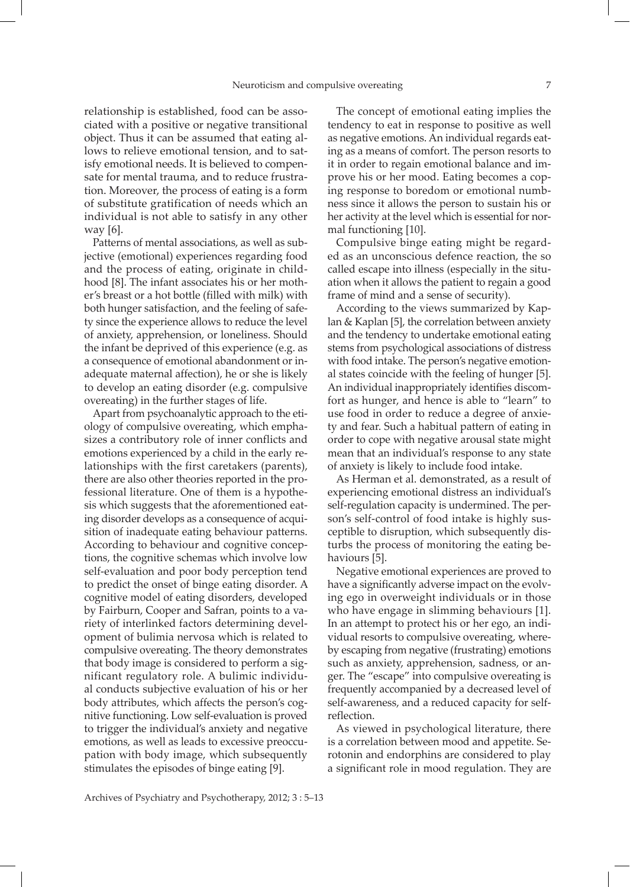relationship is established, food can be associated with a positive or negative transitional object. Thus it can be assumed that eating allows to relieve emotional tension, and to satisfy emotional needs. It is believed to compensate for mental trauma, and to reduce frustration. Moreover, the process of eating is a form of substitute gratification of needs which an individual is not able to satisfy in any other way [6].

Patterns of mental associations, as well as subjective (emotional) experiences regarding food and the process of eating, originate in childhood [8]. The infant associates his or her mother's breast or a hot bottle (filled with milk) with both hunger satisfaction, and the feeling of safety since the experience allows to reduce the level of anxiety, apprehension, or loneliness. Should the infant be deprived of this experience (e.g. as a consequence of emotional abandonment or inadequate maternal affection), he or she is likely to develop an eating disorder (e.g. compulsive overeating) in the further stages of life.

Apart from psychoanalytic approach to the etiology of compulsive overeating, which emphasizes a contributory role of inner conflicts and emotions experienced by a child in the early relationships with the first caretakers (parents), there are also other theories reported in the professional literature. One of them is a hypothesis which suggests that the aforementioned eating disorder develops as a consequence of acquisition of inadequate eating behaviour patterns. According to behaviour and cognitive conceptions, the cognitive schemas which involve low self-evaluation and poor body perception tend to predict the onset of binge eating disorder. A cognitive model of eating disorders, developed by Fairburn, Cooper and Safran, points to a variety of interlinked factors determining development of bulimia nervosa which is related to compulsive overeating. The theory demonstrates that body image is considered to perform a significant regulatory role. A bulimic individual conducts subjective evaluation of his or her body attributes, which affects the person's cognitive functioning. Low self-evaluation is proved to trigger the individual's anxiety and negative emotions, as well as leads to excessive preoccupation with body image, which subsequently stimulates the episodes of binge eating [9].

The concept of emotional eating implies the tendency to eat in response to positive as well as negative emotions. An individual regards eating as a means of comfort. The person resorts to it in order to regain emotional balance and improve his or her mood. Eating becomes a coping response to boredom or emotional numbness since it allows the person to sustain his or her activity at the level which is essential for normal functioning [10].

Compulsive binge eating might be regarded as an unconscious defence reaction, the so called escape into illness (especially in the situation when it allows the patient to regain a good frame of mind and a sense of security).

According to the views summarized by Kaplan & Kaplan [5], the correlation between anxiety and the tendency to undertake emotional eating stems from psychological associations of distress with food intake. The person's negative emotional states coincide with the feeling of hunger [5]. An individual inappropriately identifies discomfort as hunger, and hence is able to "learn" to use food in order to reduce a degree of anxiety and fear. Such a habitual pattern of eating in order to cope with negative arousal state might mean that an individual's response to any state of anxiety is likely to include food intake.

As Herman et al. demonstrated, as a result of experiencing emotional distress an individual's self-regulation capacity is undermined. The person's self-control of food intake is highly susceptible to disruption, which subsequently disturbs the process of monitoring the eating behaviours [5].

Negative emotional experiences are proved to have a significantly adverse impact on the evolving ego in overweight individuals or in those who have engage in slimming behaviours [1]. In an attempt to protect his or her ego, an individual resorts to compulsive overeating, whereby escaping from negative (frustrating) emotions such as anxiety, apprehension, sadness, or anger. The "escape" into compulsive overeating is frequently accompanied by a decreased level of self-awareness, and a reduced capacity for self-reflection.

As viewed in psychological literature, there is a correlation between mood and appetite. Serotonin and endorphins are considered to play a significant role in mood regulation. They are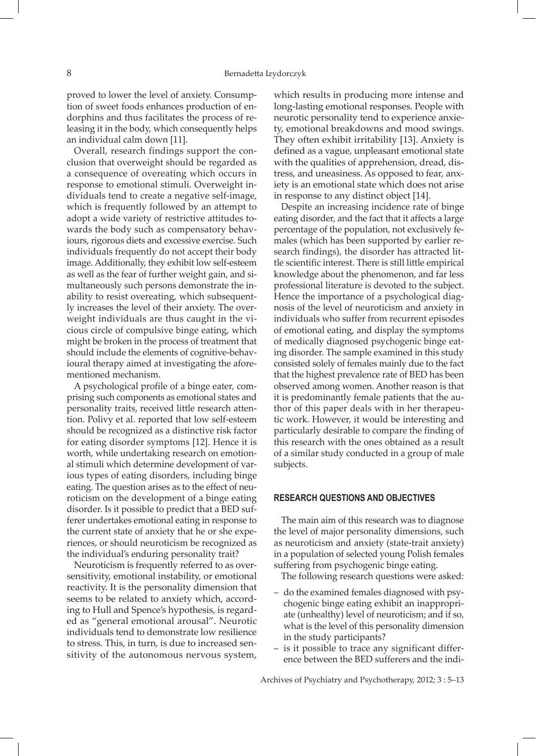proved to lower the level of anxiety. Consumption of sweet foods enhances production of endorphins and thus facilitates the process of releasing it in the body, which consequently helps an individual calm down [11].

Overall, research findings support the conclusion that overweight should be regarded as a consequence of overeating which occurs in response to emotional stimuli. Overweight individuals tend to create a negative self-image, which is frequently followed by an attempt to adopt a wide variety of restrictive attitudes towards the body such as compensatory behaviours, rigorous diets and excessive exercise. Such individuals frequently do not accept their body image. Additionally, they exhibit low self-esteem as well as the fear of further weight gain, and simultaneously such persons demonstrate the inability to resist overeating, which subsequently increases the level of their anxiety. The overweight individuals are thus caught in the vicious circle of compulsive binge eating, which might be broken in the process of treatment that should include the elements of cognitive-behavioural therapy aimed at investigating the aforementioned mechanism.

A psychological profile of a binge eater, comprising such components as emotional states and personality traits, received little research attention. Polivy et al. reported that low self-esteem should be recognized as a distinctive risk factor for eating disorder symptoms [12]. Hence it is worth, while undertaking research on emotional stimuli which determine development of various types of eating disorders, including binge eating. The question arises as to the effect of neuroticism on the development of a binge eating disorder. Is it possible to predict that a BED sufferer undertakes emotional eating in response to the current state of anxiety that he or she experiences, or should neuroticism be recognized as the individual's enduring personality trait?

Neuroticism is frequently referred to as oversensitivity, emotional instability, or emotional reactivity. It is the personality dimension that seems to be related to anxiety which, according to Hull and Spence's hypothesis, is regarded as "general emotional arousal". Neurotic individuals tend to demonstrate low resilience to stress. This, in turn, is due to increased sensitivity of the autonomous nervous system, which results in producing more intense and long-lasting emotional responses. People with neurotic personality tend to experience anxiety, emotional breakdowns and mood swings. They often exhibit irritability [13]. Anxiety is defined as a vague, unpleasant emotional state with the qualities of apprehension, dread, distress, and uneasiness. As opposed to fear, anxiety is an emotional state which does not arise in response to any distinct object [14].

Despite an increasing incidence rate of binge eating disorder, and the fact that it affects a large percentage of the population, not exclusively females (which has been supported by earlier research findings), the disorder has attracted little scientific interest. There is still little empirical knowledge about the phenomenon, and far less professional literature is devoted to the subject. Hence the importance of a psychological diagnosis of the level of neuroticism and anxiety in individuals who suffer from recurrent episodes of emotional eating, and display the symptoms of medically diagnosed psychogenic binge eating disorder. The sample examined in this study consisted solely of females mainly due to the fact that the highest prevalence rate of BED has been observed among women. Another reason is that it is predominantly female patients that the author of this paper deals with in her therapeutic work. However, it would be interesting and particularly desirable to compare the finding of this research with the ones obtained as a result of a similar study conducted in a group of male subjects.

## RESEARCH QUESTIONS AND OBJECTIVES

The main aim of this research was to diagnose the level of major personality dimensions, such as neuroticism and anxiety (state-trait anxiety) in a population of selected young Polish females suffering from psychogenic binge eating.

The following research questions were asked:

- do the examined females diagnosed with psychogenic binge eating exhibit an inappropriate (unhealthy) level of neuroticism; and if so, what is the level of this personality dimension in the study participants?
- is it possible to trace any significant difference between the BED sufferers and the indi-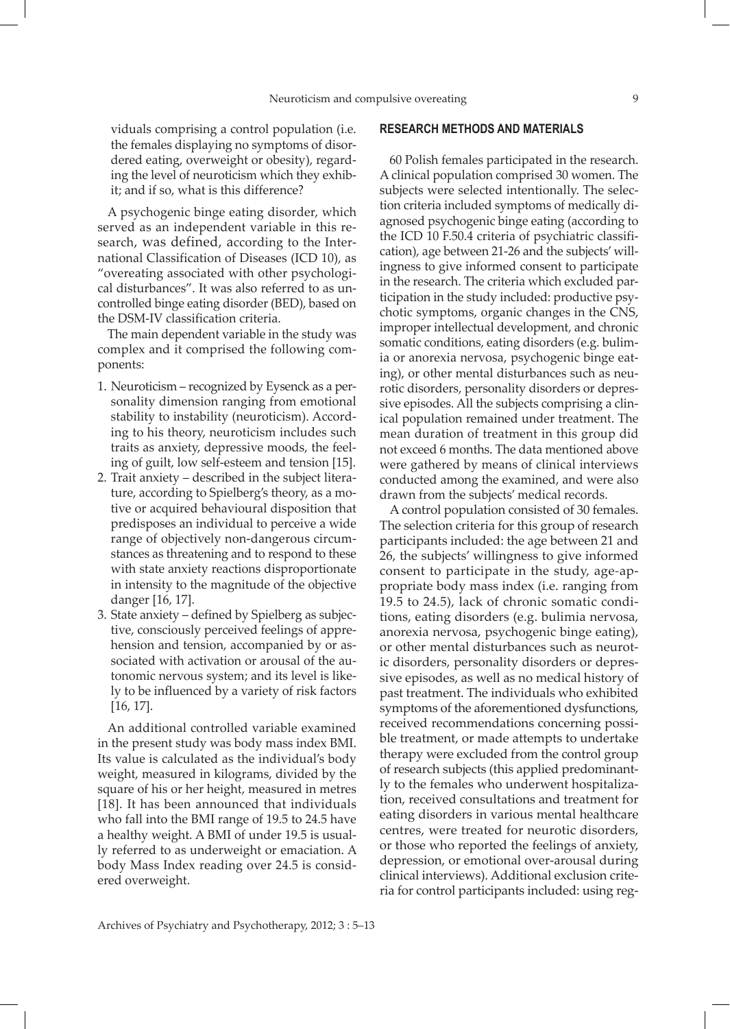viduals comprising a control population (i.e. the females displaying no symptoms of disordered eating, overweight or obesity), regarding the level of neuroticism which they exhibit; and if so, what is this difference?

A psychogenic binge eating disorder, which served as an independent variable in this research, was defined, according to the International Classification of Diseases (ICD 10), as "overeating associated with other psychological disturbances". It was also referred to as uncontrolled binge eating disorder (BED), based on the DSM-IV classification criteria.

The main dependent variable in the study was complex and it comprised the following components:

1. Neuroticism – recognized by Eysenck as a personality dimension ranging from emotional stability to instability (neuroticism). According to his theory, neuroticism includes such traits as anxiety, depressive moods, the feeling of guilt, low self-esteem and tension [15].
2. Trait anxiety – described in the subject literature, according to Spielberg's theory, as a motive or acquired behavioural disposition that predisposes an individual to perceive a wide range of objectively non-dangerous circumstances as threatening and to respond to these with state anxiety reactions disproportionate in intensity to the magnitude of the objective danger [16, 17].
3. State anxiety – defined by Spielberg as subjective, consciously perceived feelings of apprehension and tension, accompanied by or associated with activation or arousal of the autonomic nervous system; and its level is likely to be influenced by a variety of risk factors [16, 17].

An additional controlled variable examined in the present study was body mass index BMI. Its value is calculated as the individual's body weight, measured in kilograms, divided by the square of his or her height, measured in metres [18]. It has been announced that individuals who fall into the BMI range of 19.5 to 24.5 have a healthy weight. A BMI of under 19.5 is usually referred to as underweight or emaciation. A body Mass Index reading over 24.5 is considered overweight.

## RESEARCH METHODS AND MATERIALS

60 Polish females participated in the research. A clinical population comprised 30 women. The subjects were selected intentionally. The selection criteria included symptoms of medically diagnosed psychogenic binge eating (according to the ICD 10 F.50.4 criteria of psychiatric classification), age between 21-26 and the subjects' willingness to give informed consent to participate in the research. The criteria which excluded participation in the study included: productive psychotic symptoms, organic changes in the CNS, improper intellectual development, and chronic somatic conditions, eating disorders (e.g. bulimia or anorexia nervosa, psychogenic binge eating), or other mental disturbances such as neurotic disorders, personality disorders or depressive episodes. All the subjects comprising a clinical population remained under treatment. The mean duration of treatment in this group did not exceed 6 months. The data mentioned above were gathered by means of clinical interviews conducted among the examined, and were also drawn from the subjects' medical records.

A control population consisted of 30 females. The selection criteria for this group of research participants included: the age between 21 and 26, the subjects' willingness to give informed consent to participate in the study, age-appropriate body mass index (i.e. ranging from 19.5 to 24.5), lack of chronic somatic conditions, eating disorders (e.g. bulimia nervosa, anorexia nervosa, psychogenic binge eating), or other mental disturbances such as neurotic disorders, personality disorders or depressive episodes, as well as no medical history of past treatment. The individuals who exhibited symptoms of the aforementioned dysfunctions, received recommendations concerning possible treatment, or made attempts to undertake therapy were excluded from the control group of research subjects (this applied predominantly to the females who underwent hospitalization, received consultations and treatment for eating disorders in various mental healthcare centres, were treated for neurotic disorders, or those who reported the feelings of anxiety, depression, or emotional over-arousal during clinical interviews). Additional exclusion criteria for control participants included: using reg-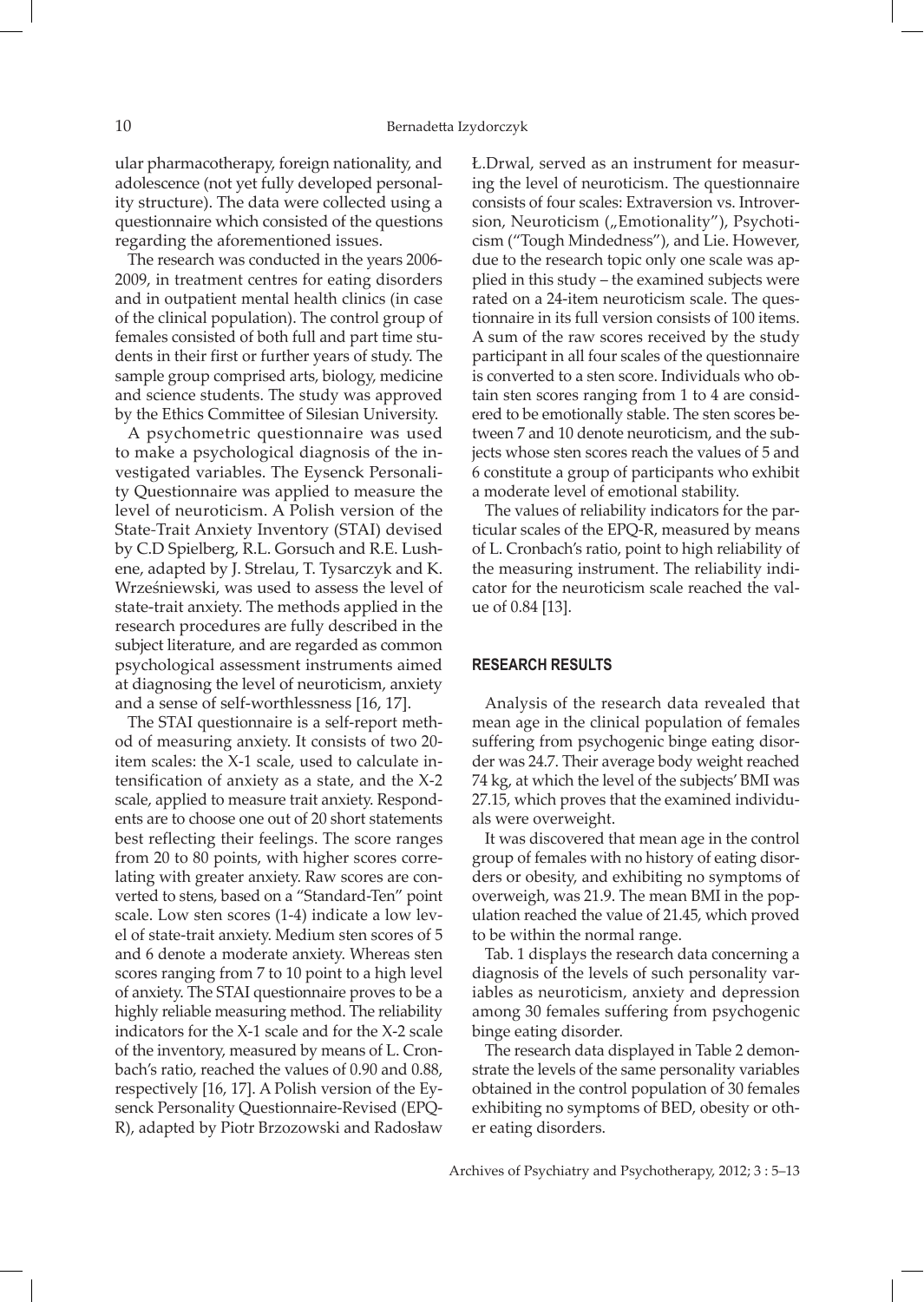ular pharmacotherapy, foreign nationality, and adolescence (not yet fully developed personality structure). The data were collected using a questionnaire which consisted of the questions regarding the aforementioned issues.

The research was conducted in the years 2006-2009, in treatment centres for eating disorders and in outpatient mental health clinics (in case of the clinical population). The control group of females consisted of both full and part time students in their first or further years of study. The sample group comprised arts, biology, medicine and science students. The study was approved by the Ethics Committee of Silesian University.

A psychometric questionnaire was used to make a psychological diagnosis of the investigated variables. The Eysenck Personality Questionnaire was applied to measure the level of neuroticism. A Polish version of the State-Trait Anxiety Inventory (STAI) devised by C.D Spielberg, R.L. Gorsuch and R.E. Lushene, adapted by J. Strelau, T. Tysarczyk and K. Wrześniewski, was used to assess the level of state-trait anxiety. The methods applied in the research procedures are fully described in the subject literature, and are regarded as common psychological assessment instruments aimed at diagnosing the level of neuroticism, anxiety and a sense of self-worthlessness [16, 17].

The STAI questionnaire is a self-report method of measuring anxiety. It consists of two 20-item scales: the X-1 scale, used to calculate intensification of anxiety as a state, and the X-2 scale, applied to measure trait anxiety. Respondents are to choose one out of 20 short statements best reflecting their feelings. The score ranges from 20 to 80 points, with higher scores correlating with greater anxiety. Raw scores are converted to stens, based on a "Standard-Ten" point scale. Low sten scores (1-4) indicate a low level of state-trait anxiety. Medium sten scores of 5 and 6 denote a moderate anxiety. Whereas sten scores ranging from 7 to 10 point to a high level of anxiety. The STAI questionnaire proves to be a highly reliable measuring method. The reliability indicators for the X-1 scale and for the X-2 scale of the inventory, measured by means of L. Cronbach's ratio, reached the values of 0.90 and 0.88, respectively [16, 17]. A Polish version of the Eysenck Personality Questionnaire-Revised (EPQ-R), adapted by Piotr Brzozowski and Radosław Ł.Drwal, served as an instrument for measuring the level of neuroticism. The questionnaire consists of four scales: Extraversion vs. Introversion, Neuroticism („Emotionality"), Psychoticism ("Tough Mindedness"), and Lie. However, due to the research topic only one scale was applied in this study – the examined subjects were rated on a 24-item neuroticism scale. The questionnaire in its full version consists of 100 items. A sum of the raw scores received by the study participant in all four scales of the questionnaire is converted to a sten score. Individuals who obtain sten scores ranging from 1 to 4 are considered to be emotionally stable. The sten scores between 7 and 10 denote neuroticism, and the subjects whose sten scores reach the values of 5 and 6 constitute a group of participants who exhibit a moderate level of emotional stability.

The values of reliability indicators for the particular scales of the EPQ-R, measured by means of L. Cronbach's ratio, point to high reliability of the measuring instrument. The reliability indicator for the neuroticism scale reached the value of 0.84 [13].

## RESEARCH RESULTS

Analysis of the research data revealed that mean age in the clinical population of females suffering from psychogenic binge eating disorder was 24.7. Their average body weight reached 74 kg, at which the level of the subjects' BMI was 27.15, which proves that the examined individuals were overweight.

It was discovered that mean age in the control group of females with no history of eating disorders or obesity, and exhibiting no symptoms of overweigh, was 21.9. The mean BMI in the population reached the value of 21.45, which proved to be within the normal range.

Tab. 1 displays the research data concerning a diagnosis of the levels of such personality variables as neuroticism, anxiety and depression among 30 females suffering from psychogenic binge eating disorder.

The research data displayed in Table 2 demonstrate the levels of the same personality variables obtained in the control population of 30 females exhibiting no symptoms of BED, obesity or other eating disorders.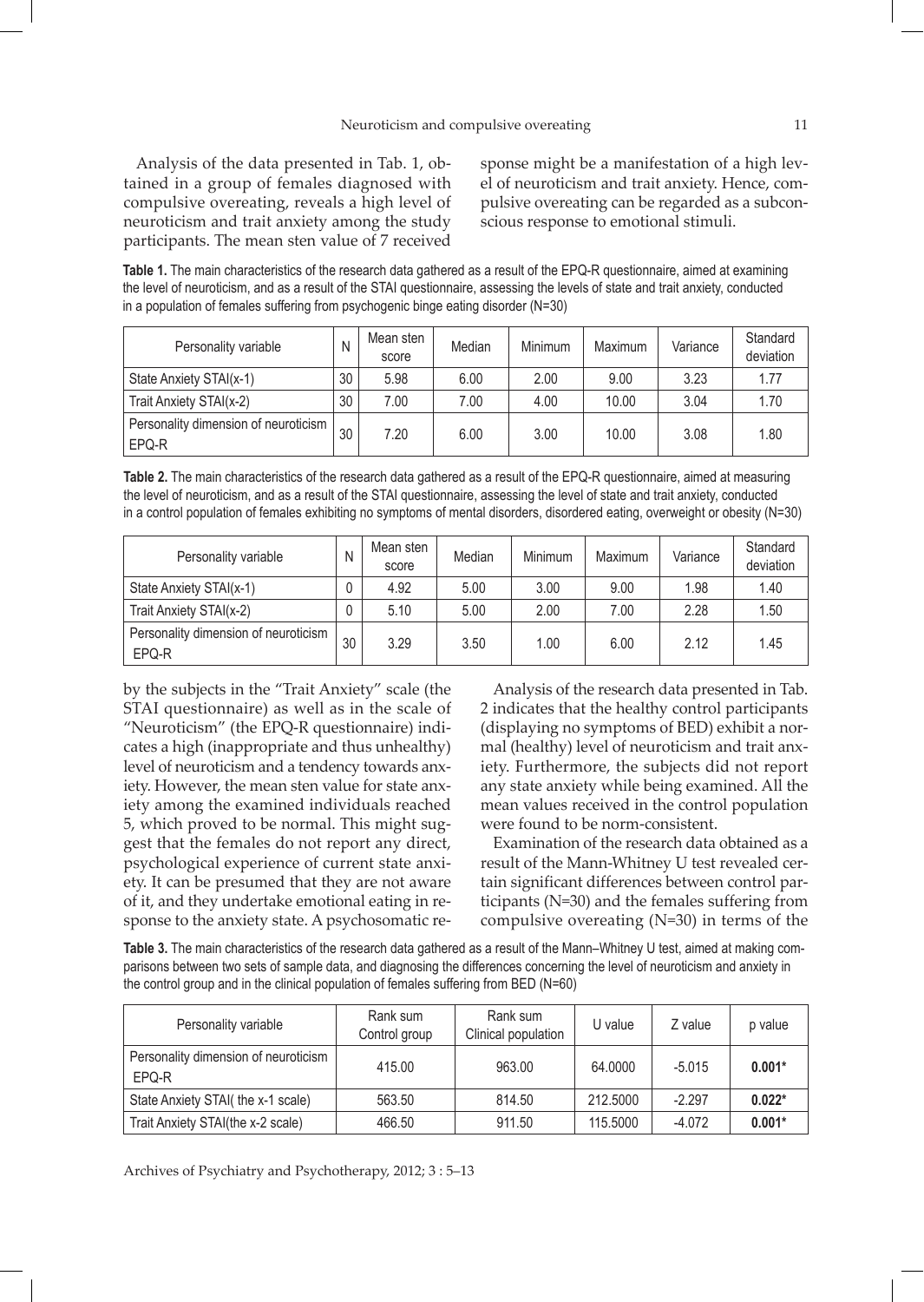Analysis of the data presented in Tab. 1, obtained in a group of females diagnosed with compulsive overeating, reveals a high level of neuroticism and trait anxiety among the study participants. The mean sten value of 7 received by the subjects in the "Trait Anxiety" scale (the STAI questionnaire) as well as in the scale of "Neuroticism" (the EPQ-R questionnaire) indicates a high (inappropriate and thus unhealthy) level of neuroticism and a tendency towards anxiety. However, the mean sten value for state anxiety among the examined individuals reached 5, which proved to be normal. This might suggest that the females do not report any direct, psychological experience of current state anxiety. It can be presumed that they are not aware of it, and they undertake emotional eating in response to the anxiety state. A psychosomatic response might be a manifestation of a high level of neuroticism and trait anxiety. Hence, compulsive overeating can be regarded as a subconscious response to emotional stimuli.

**Table 1.** The main characteristics of the research data gathered as a result of the EPQ-R questionnaire, aimed at examining the level of neuroticism, and as a result of the STAI questionnaire, assessing the levels of state and trait anxiety, conducted in a population of females suffering from psychogenic binge eating disorder (N=30)

| Personality variable | N | Mean sten score | Median | Minimum | Maximum | Variance | Standard deviation |
|---|---|---|---|---|---|---|---|
| State Anxiety STAI(x-1) | 30 | 5.98 | 6.00 | 2.00 | 9.00 | 3.23 | 1.77 |
| Trait Anxiety STAI(x-2) | 30 | 7.00 | 7.00 | 4.00 | 10.00 | 3.04 | 1.70 |
| Personality dimension of neuroticism EPQ-R | 30 | 7.20 | 6.00 | 3.00 | 10.00 | 3.08 | 1.80 |

**Table 2.** The main characteristics of the research data gathered as a result of the EPQ-R questionnaire, aimed at measuring the level of neuroticism, and as a result of the STAI questionnaire, assessing the level of state and trait anxiety, conducted in a control population of females exhibiting no symptoms of mental disorders, disordered eating, overweight or obesity (N=30)

| Personality variable | N | Mean sten score | Median | Minimum | Maximum | Variance | Standard deviation |
|---|---|---|---|---|---|---|---|
| State Anxiety STAI(x-1) | 0 | 4.92 | 5.00 | 3.00 | 9.00 | 1.98 | 1.40 |
| Trait Anxiety STAI(x-2) | 0 | 5.10 | 5.00 | 2.00 | 7.00 | 2.28 | 1.50 |
| Personality dimension of neuroticism EPQ-R | 30 | 3.29 | 3.50 | 1.00 | 6.00 | 2.12 | 1.45 |

Analysis of the research data presented in Tab. 2 indicates that the healthy control participants (displaying no symptoms of BED) exhibit a normal (healthy) level of neuroticism and trait anxiety. Furthermore, the subjects did not report any state anxiety while being examined. All the mean values received in the control population were found to be norm-consistent.

Examination of the research data obtained as a result of the Mann-Whitney U test revealed certain significant differences between control participants (N=30) and the females suffering from compulsive overeating (N=30) in terms of the

**Table 3.** The main characteristics of the research data gathered as a result of the Mann–Whitney U test, aimed at making comparisons between two sets of sample data, and diagnosing the differences concerning the level of neuroticism and anxiety in the control group and in the clinical population of females suffering from BED (N=60)

| Personality variable | Rank sum Control group | Rank sum Clinical population | U value | Z value | p value |
|---|---|---|---|---|---|
| Personality dimension of neuroticism EPQ-R | 415.00 | 963.00 | 64.0000 | -5.015 | **0.001*** |
| State Anxiety STAI( the x-1 scale) | 563.50 | 814.50 | 212.5000 | -2.297 | **0.022*** |
| Trait Anxiety STAI(the x-2 scale) | 466.50 | 911.50 | 115.5000 | -4.072 | **0.001*** |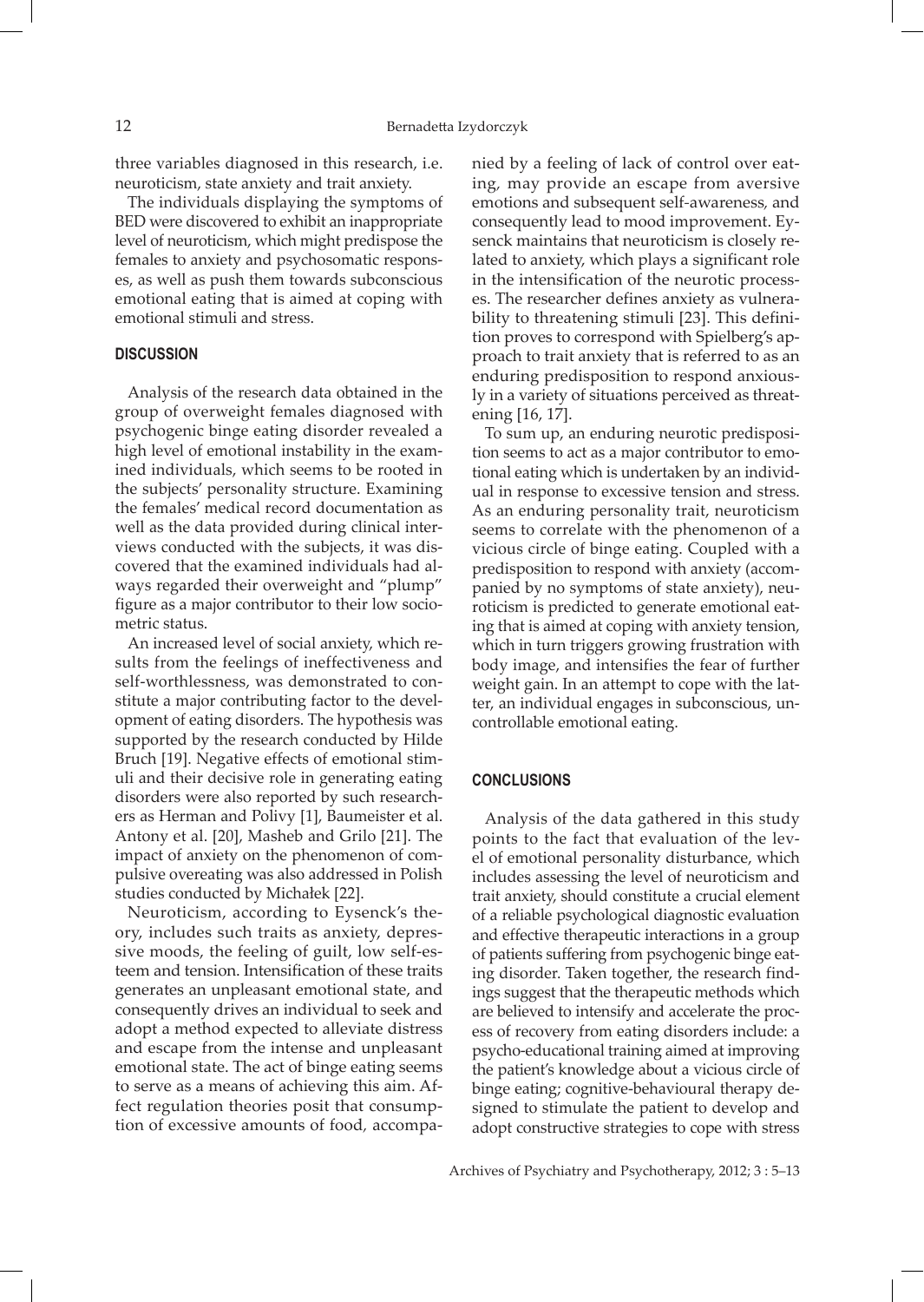three variables diagnosed in this research, i.e. neuroticism, state anxiety and trait anxiety.

The individuals displaying the symptoms of BED were discovered to exhibit an inappropriate level of neuroticism, which might predispose the females to anxiety and psychosomatic responses, as well as push them towards subconscious emotional eating that is aimed at coping with emotional stimuli and stress.

## DISCUSSION

Analysis of the research data obtained in the group of overweight females diagnosed with psychogenic binge eating disorder revealed a high level of emotional instability in the examined individuals, which seems to be rooted in the subjects' personality structure. Examining the females' medical record documentation as well as the data provided during clinical interviews conducted with the subjects, it was discovered that the examined individuals had always regarded their overweight and "plump" figure as a major contributor to their low sociometric status.

An increased level of social anxiety, which results from the feelings of ineffectiveness and self-worthlessness, was demonstrated to constitute a major contributing factor to the development of eating disorders. The hypothesis was supported by the research conducted by Hilde Bruch [19]. Negative effects of emotional stimuli and their decisive role in generating eating disorders were also reported by such researchers as Herman and Polivy [1], Baumeister et al. Antony et al. [20], Masheb and Grilo [21]. The impact of anxiety on the phenomenon of compulsive overeating was also addressed in Polish studies conducted by Michałek [22].

Neuroticism, according to Eysenck's theory, includes such traits as anxiety, depressive moods, the feeling of guilt, low self-esteem and tension. Intensification of these traits generates an unpleasant emotional state, and consequently drives an individual to seek and adopt a method expected to alleviate distress and escape from the intense and unpleasant emotional state. The act of binge eating seems to serve as a means of achieving this aim. Affect regulation theories posit that consumption of excessive amounts of food, accompanied by a feeling of lack of control over eating, may provide an escape from aversive emotions and subsequent self-awareness, and consequently lead to mood improvement. Eysenck maintains that neuroticism is closely related to anxiety, which plays a significant role in the intensification of the neurotic processes. The researcher defines anxiety as vulnerability to threatening stimuli [23]. This definition proves to correspond with Spielberg's approach to trait anxiety that is referred to as an enduring predisposition to respond anxiously in a variety of situations perceived as threatening [16, 17].

To sum up, an enduring neurotic predisposition seems to act as a major contributor to emotional eating which is undertaken by an individual in response to excessive tension and stress. As an enduring personality trait, neuroticism seems to correlate with the phenomenon of a vicious circle of binge eating. Coupled with a predisposition to respond with anxiety (accompanied by no symptoms of state anxiety), neuroticism is predicted to generate emotional eating that is aimed at coping with anxiety tension, which in turn triggers growing frustration with body image, and intensifies the fear of further weight gain. In an attempt to cope with the latter, an individual engages in subconscious, uncontrollable emotional eating.

## CONCLUSIONS

Analysis of the data gathered in this study points to the fact that evaluation of the level of emotional personality disturbance, which includes assessing the level of neuroticism and trait anxiety, should constitute a crucial element of a reliable psychological diagnostic evaluation and effective therapeutic interactions in a group of patients suffering from psychogenic binge eating disorder. Taken together, the research findings suggest that the therapeutic methods which are believed to intensify and accelerate the process of recovery from eating disorders include: a psycho-educational training aimed at improving the patient's knowledge about a vicious circle of binge eating; cognitive-behavioural therapy designed to stimulate the patient to develop and adopt constructive strategies to cope with stress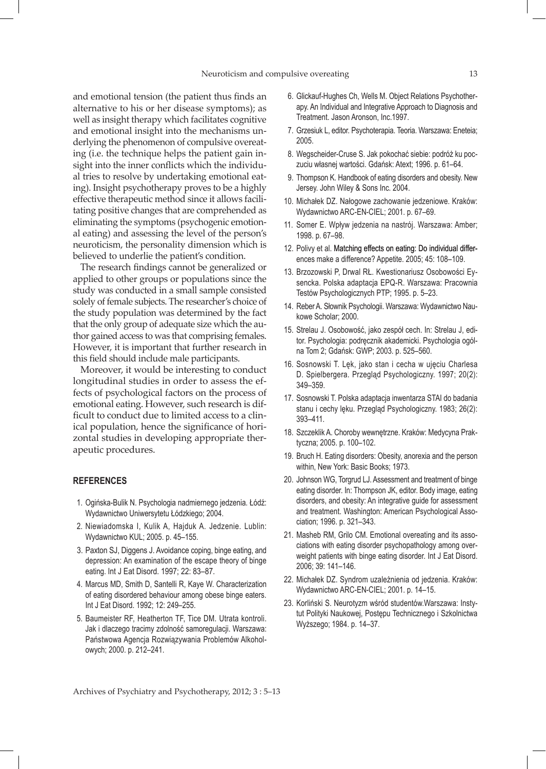and emotional tension (the patient thus finds an alternative to his or her disease symptoms); as well as insight therapy which facilitates cognitive and emotional insight into the mechanisms underlying the phenomenon of compulsive overeating (i.e. the technique helps the patient gain insight into the inner conflicts which the individual tries to resolve by undertaking emotional eating). Insight psychotherapy proves to be a highly effective therapeutic method since it allows facilitating positive changes that are comprehended as eliminating the symptoms (psychogenic emotional eating) and assessing the level of the person's neuroticism, the personality dimension which is believed to underlie the patient's condition.

The research findings cannot be generalized or applied to other groups or populations since the study was conducted in a small sample consisted solely of female subjects. The researcher's choice of the study population was determined by the fact that the only group of adequate size which the author gained access to was that comprising females. However, it is important that further research in this field should include male participants.

Moreover, it would be interesting to conduct longitudinal studies in order to assess the effects of psychological factors on the process of emotional eating. However, such research is difficult to conduct due to limited access to a clinical population, hence the significance of horizontal studies in developing appropriate therapeutic procedures.

## REFERENCES

1. Ogińska-Bulik N. Psychologia nadmiernego jedzenia. Łódź: Wydawnictwo Uniwersytetu Łódzkiego; 2004.
2. Niewiadomska I, Kulik A, Hajduk A. Jedzenie. Lublin: Wydawnictwo KUL; 2005. p. 45–155.
3. Paxton SJ, Diggens J. Avoidance coping, binge eating, and depression: An examination of the escape theory of binge eating. Int J Eat Disord. 1997; 22: 83–87.
4. Marcus MD, Smith D, Santelli R, Kaye W. Characterization of eating disordered behaviour among obese binge eaters. Int J Eat Disord. 1992; 12: 249–255.
5. Baumeister RF, Heatherton TF, Tice DM. Utrata kontroli. Jak i dlaczego tracimy zdolność samoregulacji. Warszawa: Państwowa Agencja Rozwiązywania Problemów Alkoholowych; 2000. p. 212–241.
6. Glickauf-Hughes Ch, Wells M. Object Relations Psychotherapy. An Individual and Integrative Approach to Diagnosis and Treatment. Jason Aronson, Inc.1997.
7. Grzesiuk L, editor. Psychoterapia. Teoria. Warszawa: Eneteia; 2005.
8. Wegscheider-Cruse S. Jak pokochać siebie: podróż ku poczuciu własnej wartości. Gdańsk: Atext; 1996. p. 61–64.
9. Thompson K. Handbook of eating disorders and obesity. New Jersey. John Wiley & Sons Inc. 2004.
10. Michałek DZ. Nałogowe zachowanie jedzeniowe. Kraków: Wydawnictwo ARC-EN-CIEL; 2001. p. 67–69.
11. Somer E. Wpływ jedzenia na nastrój. Warszawa: Amber; 1998. p. 67–98.
12. Polivy et al. Matching effects on eating: Do individual differences make a difference? Appetite. 2005; 45: 108–109.
13. Brzozowski P, Drwal RŁ. Kwestionariusz Osobowości Eysencka. Polska adaptacja EPQ-R. Warszawa: Pracownia Testów Psychologicznych PTP; 1995. p. 5–23.
14. Reber A. Słownik Psychologii. Warszawa: Wydawnictwo Naukowe Scholar; 2000.
15. Strelau J. Osobowość, jako zespół cech. In: Strelau J, editor. Psychologia: podręcznik akademicki. Psychologia ogólna Tom 2; Gdańsk: GWP; 2003. p. 525–560.
16. Sosnowski T. Lęk, jako stan i cecha w ujęciu Charlesa D. Spielbergera. Przegląd Psychologiczny. 1997; 20(2): 349–359.
17. Sosnowski T. Polska adaptacja inwentarza STAI do badania stanu i cechy lęku. Przegląd Psychologiczny. 1983; 26(2): 393–411.
18. Szczeklik A. Choroby wewnętrzne. Kraków: Medycyna Praktyczna; 2005. p. 100–102.
19. Bruch H. Eating disorders: Obesity, anorexia and the person within, New York: Basic Books; 1973.
20. Johnson WG, Torgrud LJ. Assessment and treatment of binge eating disorder. In: Thompson JK, editor. Body image, eating disorders, and obesity: An integrative guide for assessment and treatment. Washington: American Psychological Association; 1996. p. 321–343.
21. Masheb RM, Grilo CM. Emotional overeating and its associations with eating disorder psychopathology among overweight patients with binge eating disorder. Int J Eat Disord. 2006; 39: 141–146.
22. Michałek DZ. Syndrom uzależnienia od jedzenia. Kraków: Wydawnictwo ARC-EN-CIEL; 2001. p. 14–15.
23. Korliński S. Neurotyzm wśród studentów.Warszawa: Instytut Polityki Naukowej, Postępu Technicznego i Szkolnictwa Wyższego; 1984. p. 14–37.